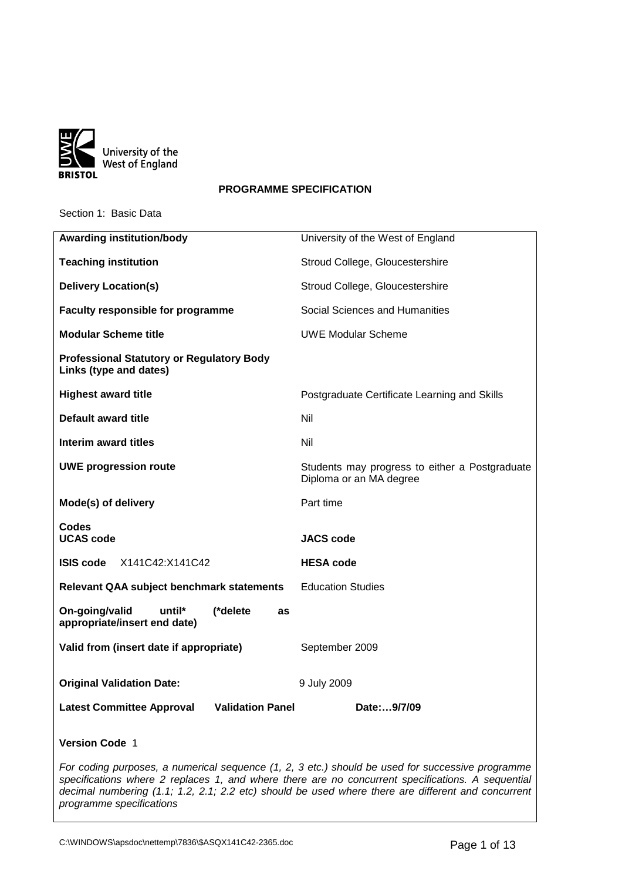University of the West of England
BRISTOL

# PROGRAMME SPECIFICATION

Section 1: Basic Data

| | |
|---|---|
| **Awarding institution/body** | University of the West of England |
| **Teaching institution** | Stroud College, Gloucestershire |
| **Delivery Location(s)** | Stroud College, Gloucestershire |
| **Faculty responsible for programme** | Social Sciences and Humanities |
| **Modular Scheme title** | UWE Modular Scheme |
| **Professional Statutory or Regulatory Body Links (type and dates)** | |
| **Highest award title** | Postgraduate Certificate Learning and Skills |
| **Default award title** | Nil |
| **Interim award titles** | Nil |
| **UWE progression route** | Students may progress to either a Postgraduate Diploma or an MA degree |
| **Mode(s) of delivery** | Part time |
| **Codes** **UCAS code** | **JACS code** |
| **ISIS code** X141C42:X141C42 | **HESA code** |
| **Relevant QAA subject benchmark statements** | Education Studies |
| **On-going/valid until* (*delete as appropriate/insert end date)** | |
| **Valid from (insert date if appropriate)** | September 2009 |
| **Original Validation Date:** | 9 July 2009 |
| **Latest Committee Approval** **Validation Panel** | **Date:…9/7/09** |

**Version Code** 1

*For coding purposes, a numerical sequence (1, 2, 3 etc.) should be used for successive programme specifications where 2 replaces 1, and where there are no concurrent specifications. A sequential decimal numbering (1.1; 1.2, 2.1; 2.2 etc) should be used where there are different and concurrent programme specifications*

C:\WINDOWS\apsdoc\nettemp\7836\$ASQX141C42-2365.doc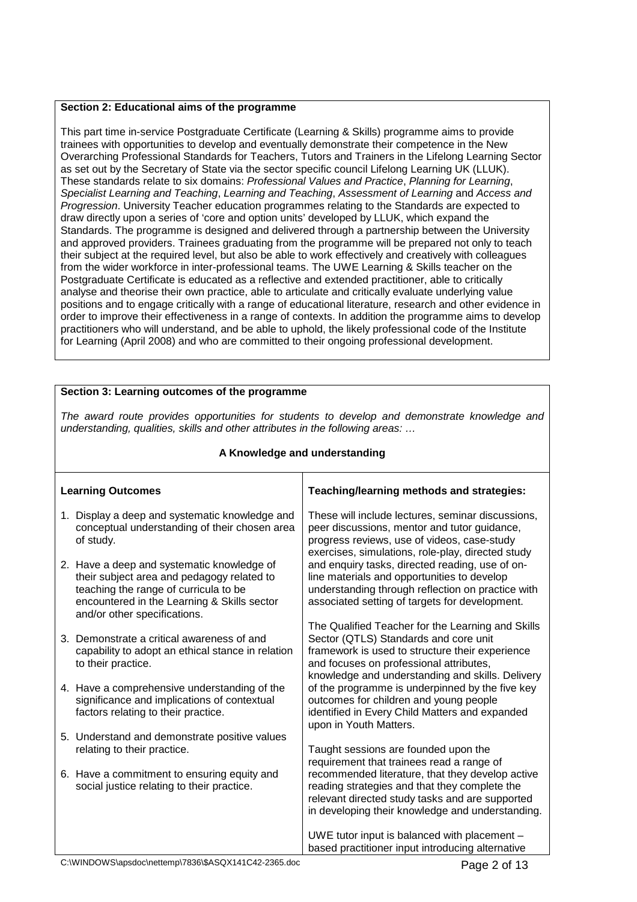## Section 2: Educational aims of the programme

This part time in-service Postgraduate Certificate (Learning & Skills) programme aims to provide trainees with opportunities to develop and eventually demonstrate their competence in the New Overarching Professional Standards for Teachers, Tutors and Trainers in the Lifelong Learning Sector as set out by the Secretary of State via the sector specific council Lifelong Learning UK (LLUK). These standards relate to six domains: *Professional Values and Practice*, *Planning for Learning*, *Specialist Learning and Teaching*, *Learning and Teaching*, *Assessment of Learning* and *Access and Progression*. University Teacher education programmes relating to the Standards are expected to draw directly upon a series of 'core and option units' developed by LLUK, which expand the Standards. The programme is designed and delivered through a partnership between the University and approved providers. Trainees graduating from the programme will be prepared not only to teach their subject at the required level, but also be able to work effectively and creatively with colleagues from the wider workforce in inter-professional teams. The UWE Learning & Skills teacher on the Postgraduate Certificate is educated as a reflective and extended practitioner, able to critically analyse and theorise their own practice, able to articulate and critically evaluate underlying value positions and to engage critically with a range of educational literature, research and other evidence in order to improve their effectiveness in a range of contexts. In addition the programme aims to develop practitioners who will understand, and be able to uphold, the likely professional code of the Institute for Learning (April 2008) and who are committed to their ongoing professional development.

## Section 3: Learning outcomes of the programme

*The award route provides opportunities for students to develop and demonstrate knowledge and understanding, qualities, skills and other attributes in the following areas: …*

### A Knowledge and understanding

| Learning Outcomes | Teaching/learning methods and strategies: |
|---|---|
| 1. Display a deep and systematic knowledge and conceptual understanding of their chosen area of study.<br><br>2. Have a deep and systematic knowledge of their subject area and pedagogy related to teaching the range of curricula to be encountered in the Learning & Skills sector and/or other specifications.<br><br>3. Demonstrate a critical awareness of and capability to adopt an ethical stance in relation to their practice.<br><br>4. Have a comprehensive understanding of the significance and implications of contextual factors relating to their practice.<br><br>5. Understand and demonstrate positive values relating to their practice.<br><br>6. Have a commitment to ensuring equity and social justice relating to their practice. | These will include lectures, seminar discussions, peer discussions, mentor and tutor guidance, progress reviews, use of videos, case-study exercises, simulations, role-play, directed study and enquiry tasks, directed reading, use of on-line materials and opportunities to develop understanding through reflection on practice with associated setting of targets for development.<br><br>The Qualified Teacher for the Learning and Skills Sector (QTLS) Standards and core unit framework is used to structure their experience and focuses on professional attributes, knowledge and understanding and skills. Delivery of the programme is underpinned by the five key outcomes for children and young people identified in Every Child Matters and expanded upon in Youth Matters.<br><br>Taught sessions are founded upon the requirement that trainees read a range of recommended literature, that they develop active reading strategies and that they complete the relevant directed study tasks and are supported in developing their knowledge and understanding.<br><br>UWE tutor input is balanced with placement – based practitioner input introducing alternative |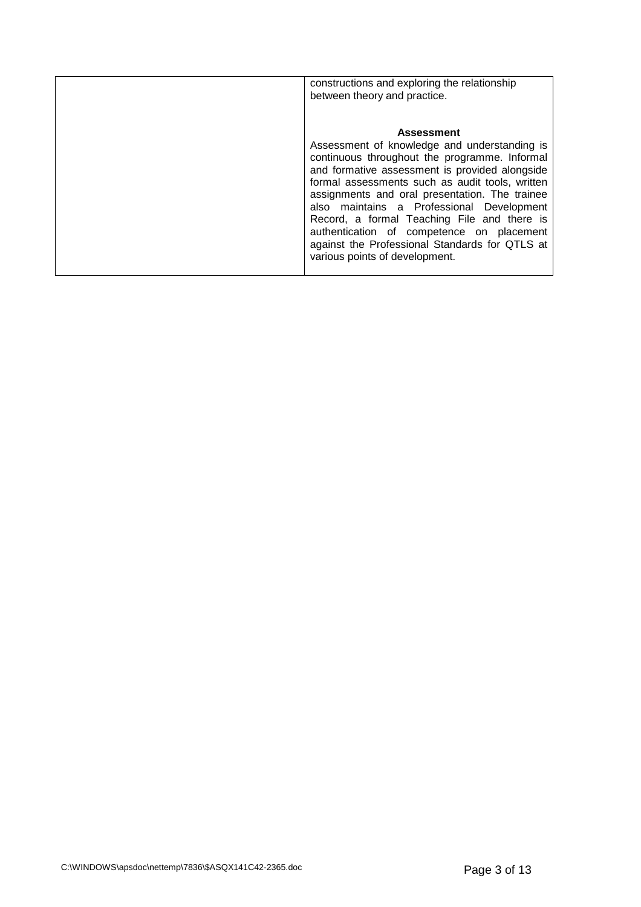|  | constructions and exploring the relationship between theory and practice.<br><br>**Assessment**<br>Assessment of knowledge and understanding is continuous throughout the programme. Informal and formative assessment is provided alongside formal assessments such as audit tools, written assignments and oral presentation. The trainee also maintains a Professional Development Record, a formal Teaching File and there is authentication of competence on placement against the Professional Standards for QTLS at various points of development. |
|---|---|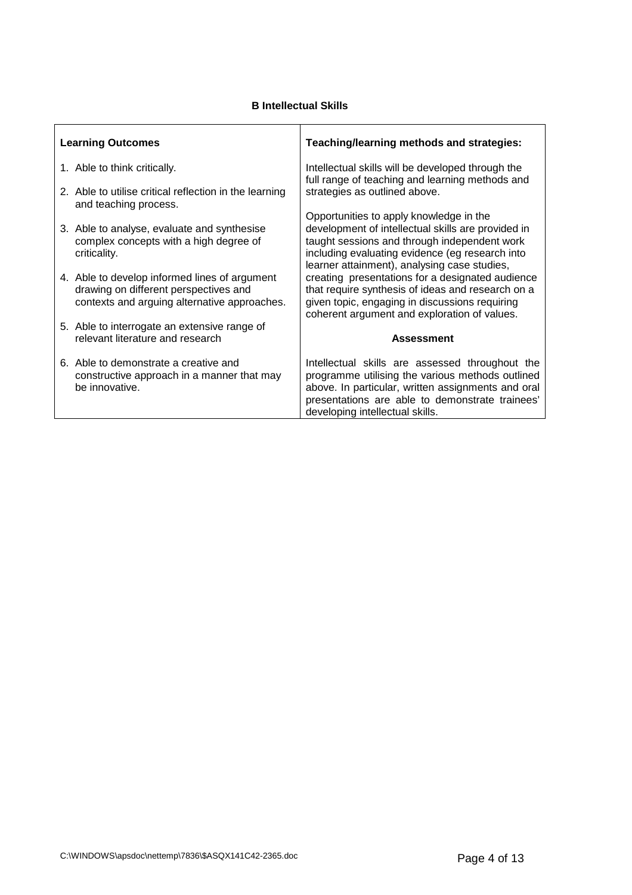### B Intellectual Skills

| Learning Outcomes | Teaching/learning methods and strategies: |
|---|---|
| 1. Able to think critically.<br><br>2. Able to utilise critical reflection in the learning and teaching process.<br><br>3. Able to analyse, evaluate and synthesise complex concepts with a high degree of criticality.<br><br>4. Able to develop informed lines of argument drawing on different perspectives and contexts and arguing alternative approaches.<br><br>5. Able to interrogate an extensive range of relevant literature and research<br><br>6. Able to demonstrate a creative and constructive approach in a manner that may be innovative. | Intellectual skills will be developed through the full range of teaching and learning methods and strategies as outlined above.<br><br>Opportunities to apply knowledge in the development of intellectual skills are provided in taught sessions and through independent work including evaluating evidence (eg research into learner attainment), analysing case studies, creating presentations for a designated audience that require synthesis of ideas and research on a given topic, engaging in discussions requiring coherent argument and exploration of values.<br><br>**Assessment**<br><br>Intellectual skills are assessed throughout the programme utilising the various methods outlined above. In particular, written assignments and oral presentations are able to demonstrate trainees' developing intellectual skills. |

C:\WINDOWS\apsdoc\nettemp\7836\$ASQX141C42-2365.doc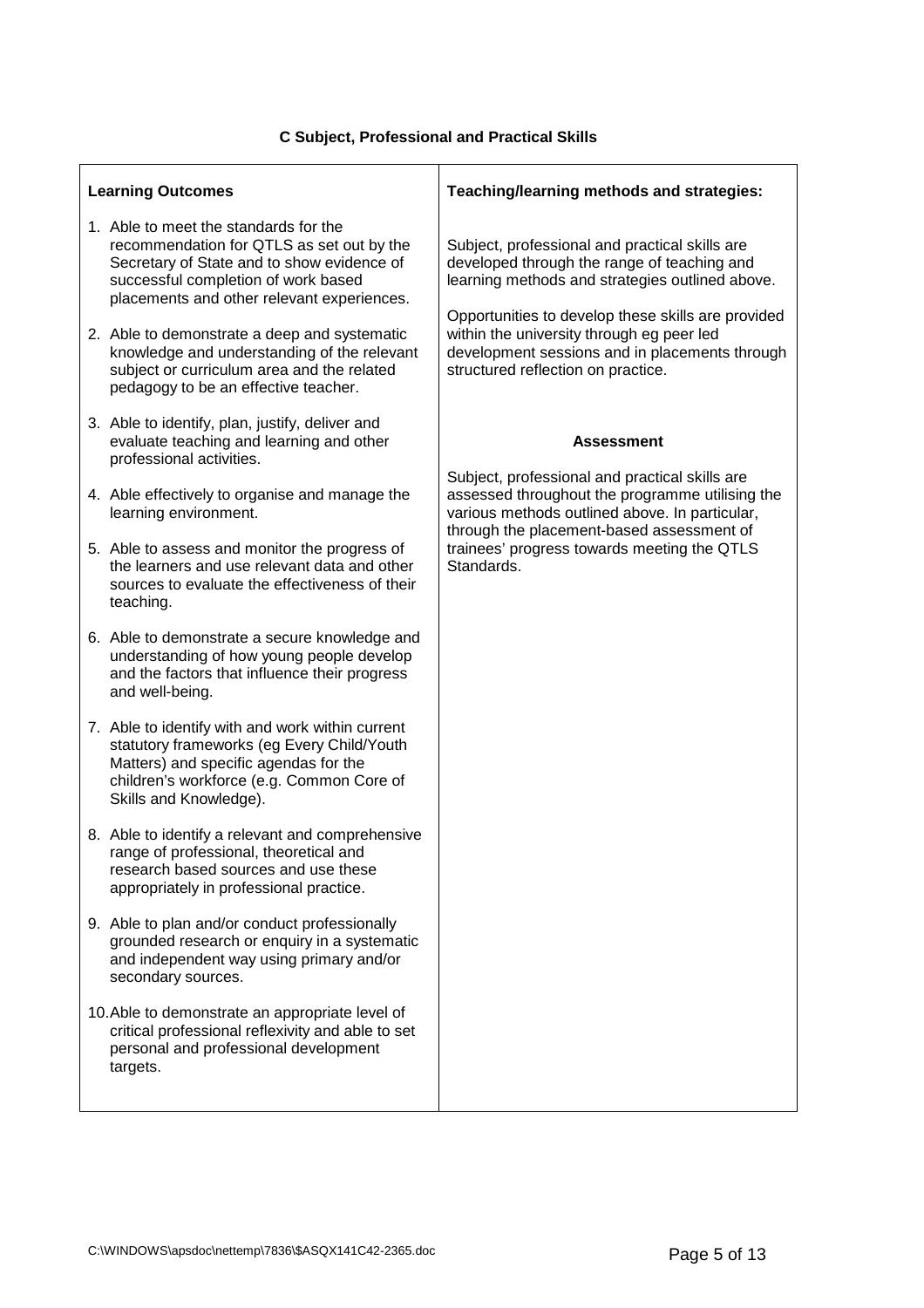### C Subject, Professional and Practical Skills

| Learning Outcomes | Teaching/learning methods and strategies: |
|---|---|
| 1. Able to meet the standards for the recommendation for QTLS as set out by the Secretary of State and to show evidence of successful completion of work based placements and other relevant experiences.<br><br>2. Able to demonstrate a deep and systematic knowledge and understanding of the relevant subject or curriculum area and the related pedagogy to be an effective teacher.<br><br>3. Able to identify, plan, justify, deliver and evaluate teaching and learning and other professional activities.<br><br>4. Able effectively to organise and manage the learning environment.<br><br>5. Able to assess and monitor the progress of the learners and use relevant data and other sources to evaluate the effectiveness of their teaching.<br><br>6. Able to demonstrate a secure knowledge and understanding of how young people develop and the factors that influence their progress and well-being.<br><br>7. Able to identify with and work within current statutory frameworks (eg Every Child/Youth Matters) and specific agendas for the children's workforce (e.g. Common Core of Skills and Knowledge).<br><br>8. Able to identify a relevant and comprehensive range of professional, theoretical and research based sources and use these appropriately in professional practice.<br><br>9. Able to plan and/or conduct professionally grounded research or enquiry in a systematic and independent way using primary and/or secondary sources.<br><br>10. Able to demonstrate an appropriate level of critical professional reflexivity and able to set personal and professional development targets. | Subject, professional and practical skills are developed through the range of teaching and learning methods and strategies outlined above.<br><br>Opportunities to develop these skills are provided within the university through eg peer led development sessions and in placements through structured reflection on practice.<br><br>**Assessment**<br><br>Subject, professional and practical skills are assessed throughout the programme utilising the various methods outlined above. In particular, through the placement-based assessment of trainees' progress towards meeting the QTLS Standards. |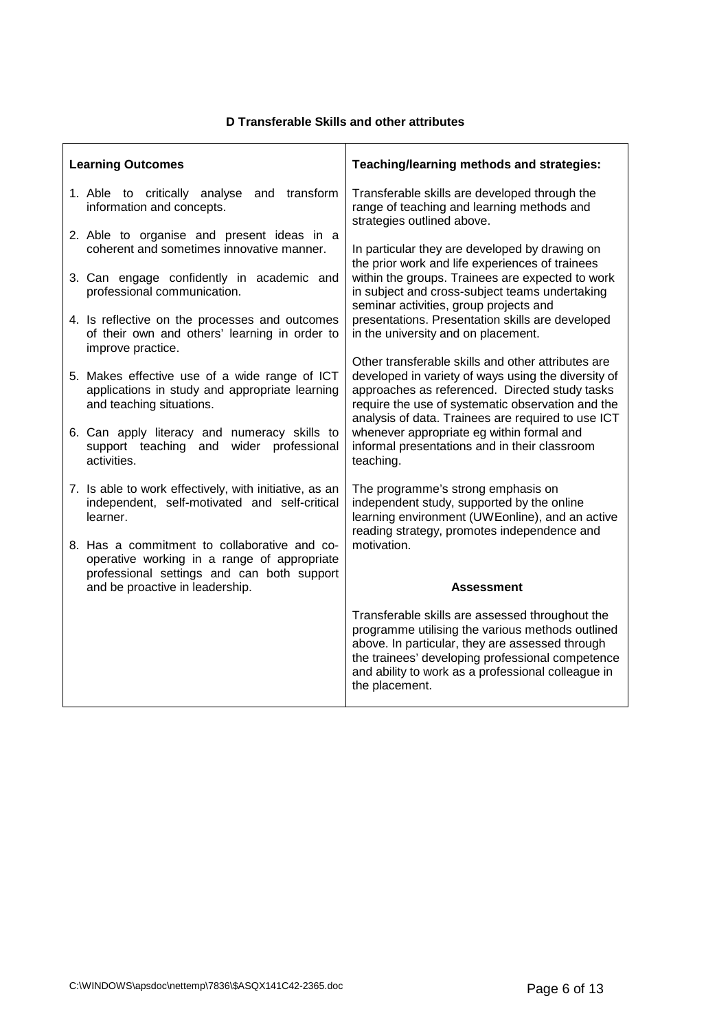### D Transferable Skills and other attributes

| Learning Outcomes | Teaching/learning methods and strategies: |
|---|---|
| 1. Able to critically analyse and transform information and concepts.<br><br>2. Able to organise and present ideas in a coherent and sometimes innovative manner.<br><br>3. Can engage confidently in academic and professional communication.<br><br>4. Is reflective on the processes and outcomes of their own and others' learning in order to improve practice.<br><br>5. Makes effective use of a wide range of ICT applications in study and appropriate learning and teaching situations.<br><br>6. Can apply literacy and numeracy skills to support teaching and wider professional activities.<br><br>7. Is able to work effectively, with initiative, as an independent, self-motivated and self-critical learner.<br><br>8. Has a commitment to collaborative and co-operative working in a range of appropriate professional settings and can both support and be proactive in leadership. | Transferable skills are developed through the range of teaching and learning methods and strategies outlined above.<br><br>In particular they are developed by drawing on the prior work and life experiences of trainees within the groups. Trainees are expected to work in subject and cross-subject teams undertaking seminar activities, group projects and presentations. Presentation skills are developed in the university and on placement.<br><br>Other transferable skills and other attributes are developed in variety of ways using the diversity of approaches as referenced. Directed study tasks require the use of systematic observation and the analysis of data. Trainees are required to use ICT whenever appropriate eg within formal and informal presentations and in their classroom teaching.<br><br>The programme's strong emphasis on independent study, supported by the online learning environment (UWEonline), and an active reading strategy, promotes independence and motivation.<br><br>**Assessment**<br><br>Transferable skills are assessed throughout the programme utilising the various methods outlined above. In particular, they are assessed through the trainees' developing professional competence and ability to work as a professional colleague in the placement. |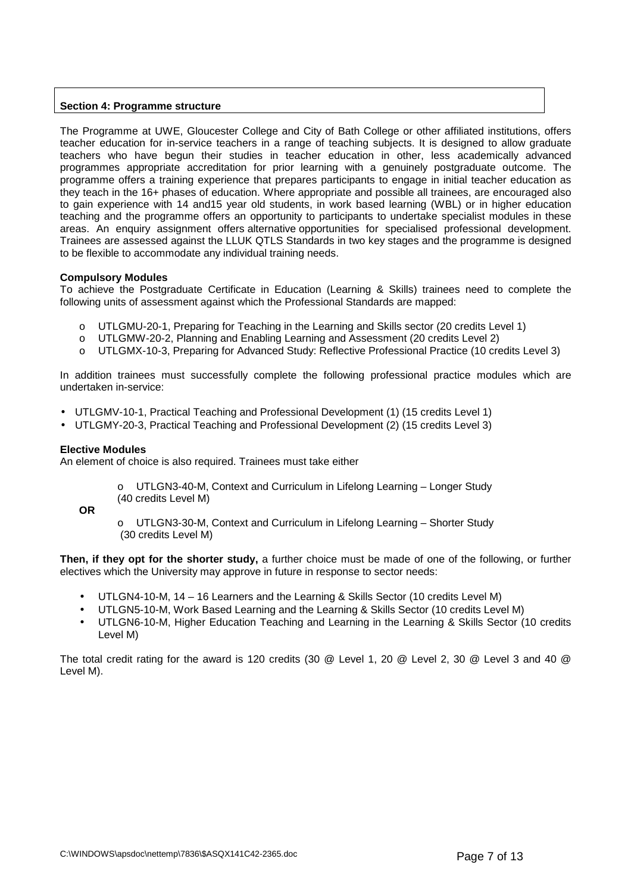## Section 4: Programme structure

The Programme at UWE, Gloucester College and City of Bath College or other affiliated institutions, offers teacher education for in-service teachers in a range of teaching subjects. It is designed to allow graduate teachers who have begun their studies in teacher education in other, less academically advanced programmes appropriate accreditation for prior learning with a genuinely postgraduate outcome. The programme offers a training experience that prepares participants to engage in initial teacher education as they teach in the 16+ phases of education. Where appropriate and possible all trainees, are encouraged also to gain experience with 14 and15 year old students, in work based learning (WBL) or in higher education teaching and the programme offers an opportunity to participants to undertake specialist modules in these areas. An enquiry assignment offers alternative opportunities for specialised professional development. Trainees are assessed against the LLUK QTLS Standards in two key stages and the programme is designed to be flexible to accommodate any individual training needs.

**Compulsory Modules**

To achieve the Postgraduate Certificate in Education (Learning & Skills) trainees need to complete the following units of assessment against which the Professional Standards are mapped:

- UTLGMU-20-1, Preparing for Teaching in the Learning and Skills sector (20 credits Level 1)
- UTLGMW-20-2, Planning and Enabling Learning and Assessment (20 credits Level 2)
- UTLGMX-10-3, Preparing for Advanced Study: Reflective Professional Practice (10 credits Level 3)

In addition trainees must successfully complete the following professional practice modules which are undertaken in-service:

- UTLGMV-10-1, Practical Teaching and Professional Development (1) (15 credits Level 1)
- UTLGMY-20-3, Practical Teaching and Professional Development (2) (15 credits Level 3)

**Elective Modules**

An element of choice is also required. Trainees must take either

- UTLGN3-40-M, Context and Curriculum in Lifelong Learning – Longer Study (40 credits Level M)

**OR**

- UTLGN3-30-M, Context and Curriculum in Lifelong Learning – Shorter Study (30 credits Level M)

**Then, if they opt for the shorter study,** a further choice must be made of one of the following, or further electives which the University may approve in future in response to sector needs:

- UTLGN4-10-M, 14 – 16 Learners and the Learning & Skills Sector (10 credits Level M)
- UTLGN5-10-M, Work Based Learning and the Learning & Skills Sector (10 credits Level M)
- UTLGN6-10-M, Higher Education Teaching and Learning in the Learning & Skills Sector (10 credits Level M)

The total credit rating for the award is 120 credits (30 @ Level 1, 20 @ Level 2, 30 @ Level 3 and 40 @ Level M).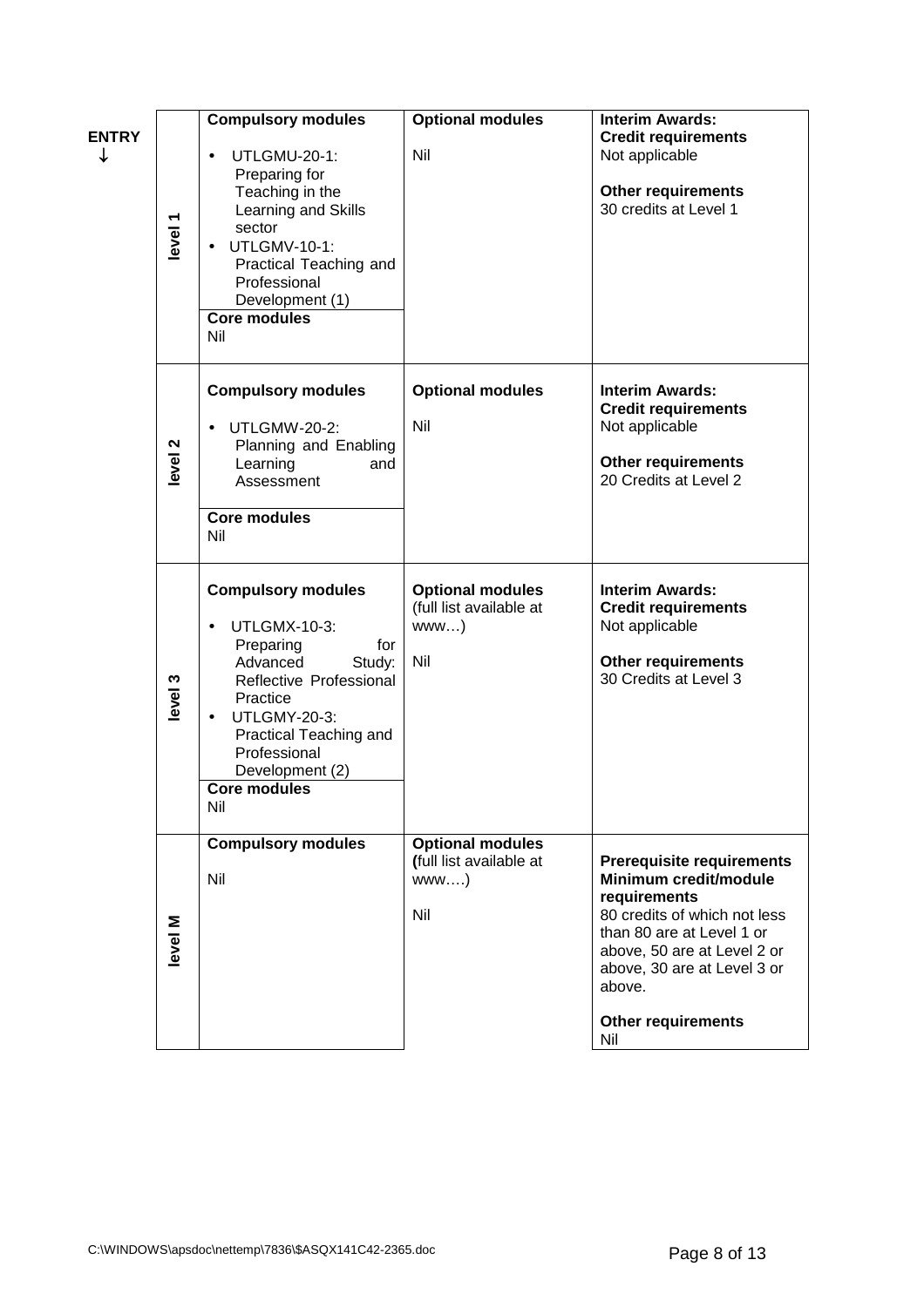**ENTRY** ↓

| Level | Compulsory modules | Optional modules | Interim Awards / Requirements |
|---|---|---|---|
| level 1 | **Compulsory modules**<br>• UTLGMU-20-1: Preparing for Teaching in the Learning and Skills sector<br>• UTLGMV-10-1: Practical Teaching and Professional Development (1)<br>**Core modules**<br>Nil | **Optional modules**<br>Nil | **Interim Awards:**<br>**Credit requirements**<br>Not applicable<br>**Other requirements**<br>30 credits at Level 1 |
| level 2 | **Compulsory modules**<br>• UTLGMW-20-2: Planning and Enabling Learning and Assessment<br>**Core modules**<br>Nil | **Optional modules**<br>Nil | **Interim Awards:**<br>**Credit requirements**<br>Not applicable<br>**Other requirements**<br>20 Credits at Level 2 |
| level 3 | **Compulsory modules**<br>• UTLGMX-10-3: Preparing for Advanced Study: Reflective Professional Practice<br>• UTLGMY-20-3: Practical Teaching and Professional Development (2)<br>**Core modules**<br>Nil | **Optional modules** (full list available at www…)<br>Nil | **Interim Awards:**<br>**Credit requirements**<br>Not applicable<br>**Other requirements**<br>30 Credits at Level 3 |
| level M | **Compulsory modules**<br>Nil | **Optional modules** (full list available at www….)<br>Nil | **Prerequisite requirements**<br>**Minimum credit/module requirements**<br>80 credits of which not less than 80 are at Level 1 or above, 50 are at Level 2 or above, 30 are at Level 3 or above.<br>**Other requirements**<br>Nil |

C:\WINDOWS\apsdoc\nettemp\7836\$ASQX141C42-2365.doc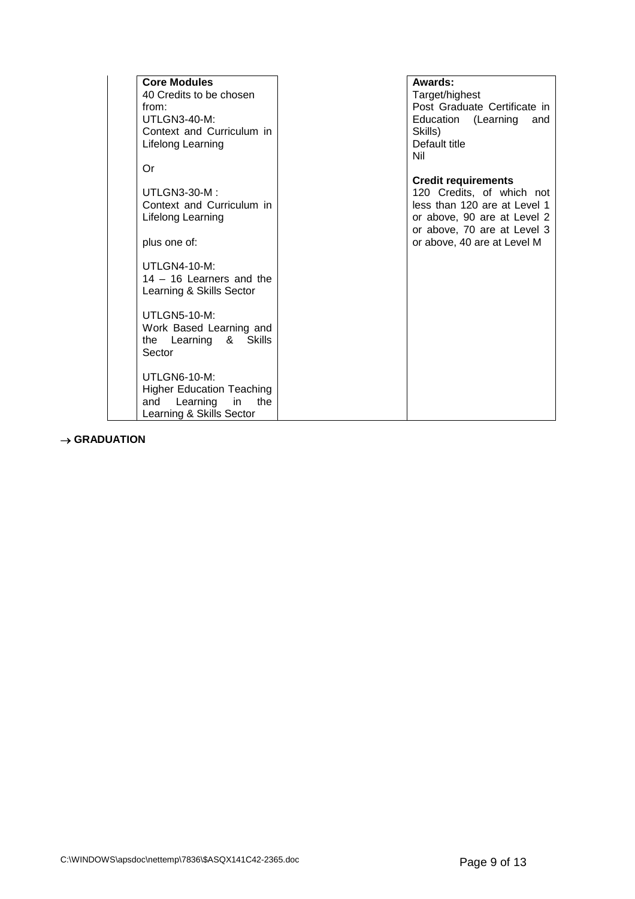| Core Modules | | Awards: |
|---|---|---|
| 40 Credits to be chosen from:<br>UTLGN3-40-M:<br>Context and Curriculum in Lifelong Learning<br><br>Or<br><br>UTLGN3-30-M :<br>Context and Curriculum in Lifelong Learning<br><br>plus one of:<br><br>UTLGN4-10-M:<br>14 – 16 Learners and the Learning & Skills Sector<br><br>UTLGN5-10-M:<br>Work Based Learning and the Learning & Skills Sector<br><br>UTLGN6-10-M:<br>Higher Education Teaching and Learning in the Learning & Skills Sector | | Target/highest<br>Post Graduate Certificate in Education (Learning and Skills)<br>Default title<br>Nil<br><br>**Credit requirements**<br>120 Credits, of which not less than 120 are at Level 1 or above, 90 are at Level 2 or above, 70 are at Level 3 or above, 40 are at Level M |

→ **GRADUATION**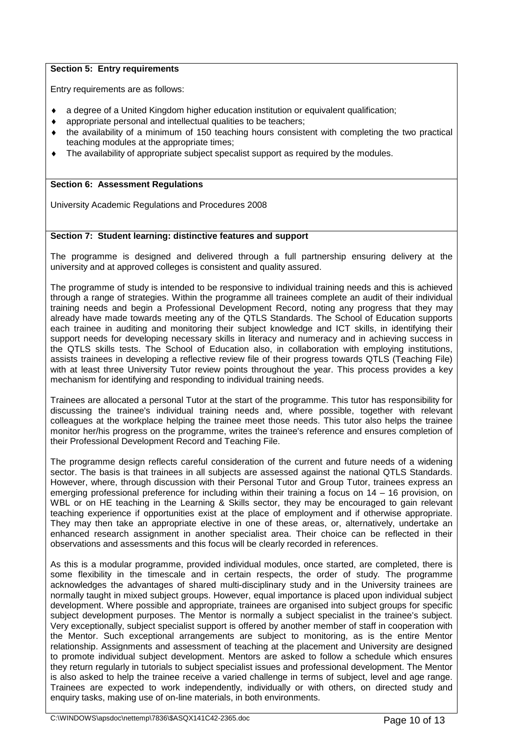**Section 5: Entry requirements**

Entry requirements are as follows:

- a degree of a United Kingdom higher education institution or equivalent qualification;
- appropriate personal and intellectual qualities to be teachers;
- the availability of a minimum of 150 teaching hours consistent with completing the two practical teaching modules at the appropriate times;
- The availability of appropriate subject specalist support as required by the modules.

**Section 6: Assessment Regulations**

University Academic Regulations and Procedures 2008

**Section 7: Student learning: distinctive features and support**

The programme is designed and delivered through a full partnership ensuring delivery at the university and at approved colleges is consistent and quality assured.

The programme of study is intended to be responsive to individual training needs and this is achieved through a range of strategies. Within the programme all trainees complete an audit of their individual training needs and begin a Professional Development Record, noting any progress that they may already have made towards meeting any of the QTLS Standards. The School of Education supports each trainee in auditing and monitoring their subject knowledge and ICT skills, in identifying their support needs for developing necessary skills in literacy and numeracy and in achieving success in the QTLS skills tests. The School of Education also, in collaboration with employing institutions, assists trainees in developing a reflective review file of their progress towards QTLS (Teaching File) with at least three University Tutor review points throughout the year. This process provides a key mechanism for identifying and responding to individual training needs.

Trainees are allocated a personal Tutor at the start of the programme. This tutor has responsibility for discussing the trainee's individual training needs and, where possible, together with relevant colleagues at the workplace helping the trainee meet those needs. This tutor also helps the trainee monitor her/his progress on the programme, writes the trainee's reference and ensures completion of their Professional Development Record and Teaching File.

The programme design reflects careful consideration of the current and future needs of a widening sector. The basis is that trainees in all subjects are assessed against the national QTLS Standards. However, where, through discussion with their Personal Tutor and Group Tutor, trainees express an emerging professional preference for including within their training a focus on 14 – 16 provision, on WBL or on HE teaching in the Learning & Skills sector, they may be encouraged to gain relevant teaching experience if opportunities exist at the place of employment and if otherwise appropriate. They may then take an appropriate elective in one of these areas, or, alternatively, undertake an enhanced research assignment in another specialist area. Their choice can be reflected in their observations and assessments and this focus will be clearly recorded in references.

As this is a modular programme, provided individual modules, once started, are completed, there is some flexibility in the timescale and in certain respects, the order of study. The programme acknowledges the advantages of shared multi-disciplinary study and in the University trainees are normally taught in mixed subject groups. However, equal importance is placed upon individual subject development. Where possible and appropriate, trainees are organised into subject groups for specific subject development purposes. The Mentor is normally a subject specialist in the trainee's subject. Very exceptionally, subject specialist support is offered by another member of staff in cooperation with the Mentor. Such exceptional arrangements are subject to monitoring, as is the entire Mentor relationship. Assignments and assessment of teaching at the placement and University are designed to promote individual subject development. Mentors are asked to follow a schedule which ensures they return regularly in tutorials to subject specialist issues and professional development. The Mentor is also asked to help the trainee receive a varied challenge in terms of subject, level and age range. Trainees are expected to work independently, individually or with others, on directed study and enquiry tasks, making use of on-line materials, in both environments.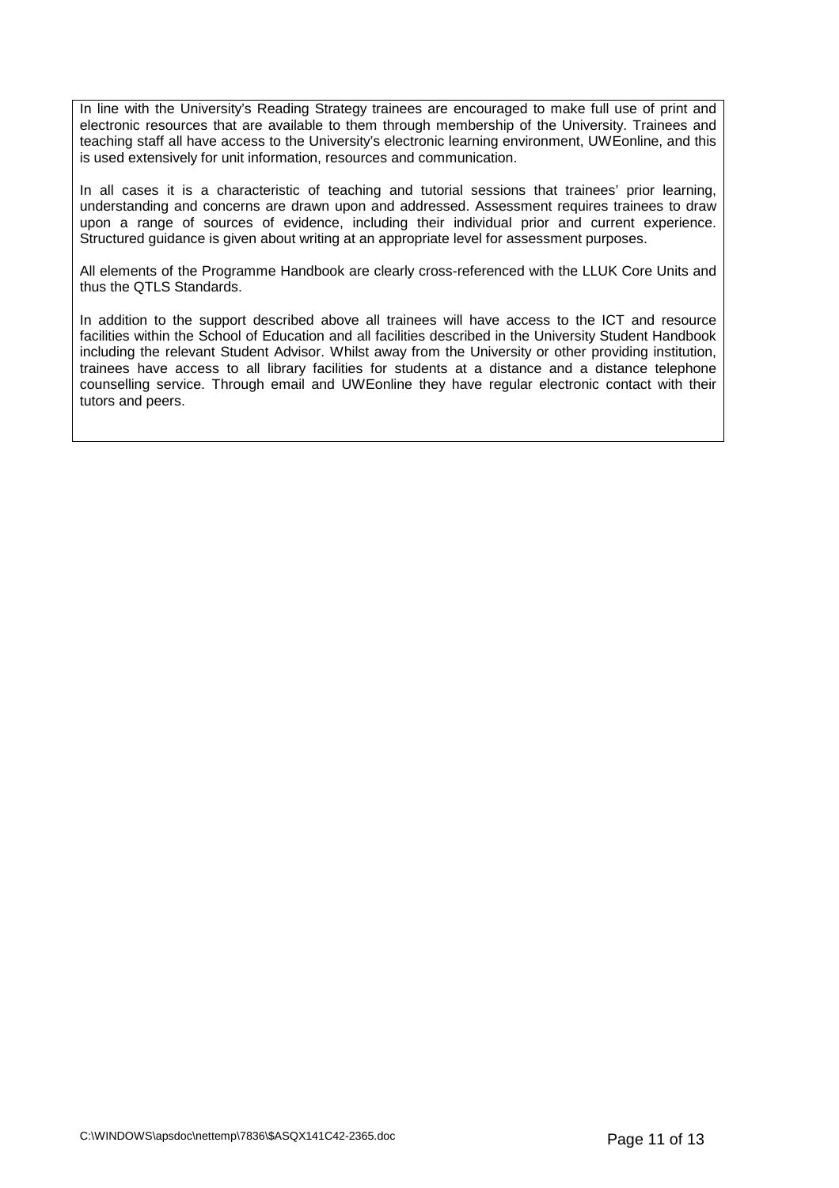In line with the University's Reading Strategy trainees are encouraged to make full use of print and electronic resources that are available to them through membership of the University. Trainees and teaching staff all have access to the University's electronic learning environment, UWEonline, and this is used extensively for unit information, resources and communication.

In all cases it is a characteristic of teaching and tutorial sessions that trainees' prior learning, understanding and concerns are drawn upon and addressed. Assessment requires trainees to draw upon a range of sources of evidence, including their individual prior and current experience. Structured guidance is given about writing at an appropriate level for assessment purposes.

All elements of the Programme Handbook are clearly cross-referenced with the LLUK Core Units and thus the QTLS Standards.

In addition to the support described above all trainees will have access to the ICT and resource facilities within the School of Education and all facilities described in the University Student Handbook including the relevant Student Advisor. Whilst away from the University or other providing institution, trainees have access to all library facilities for students at a distance and a distance telephone counselling service. Through email and UWEonline they have regular electronic contact with their tutors and peers.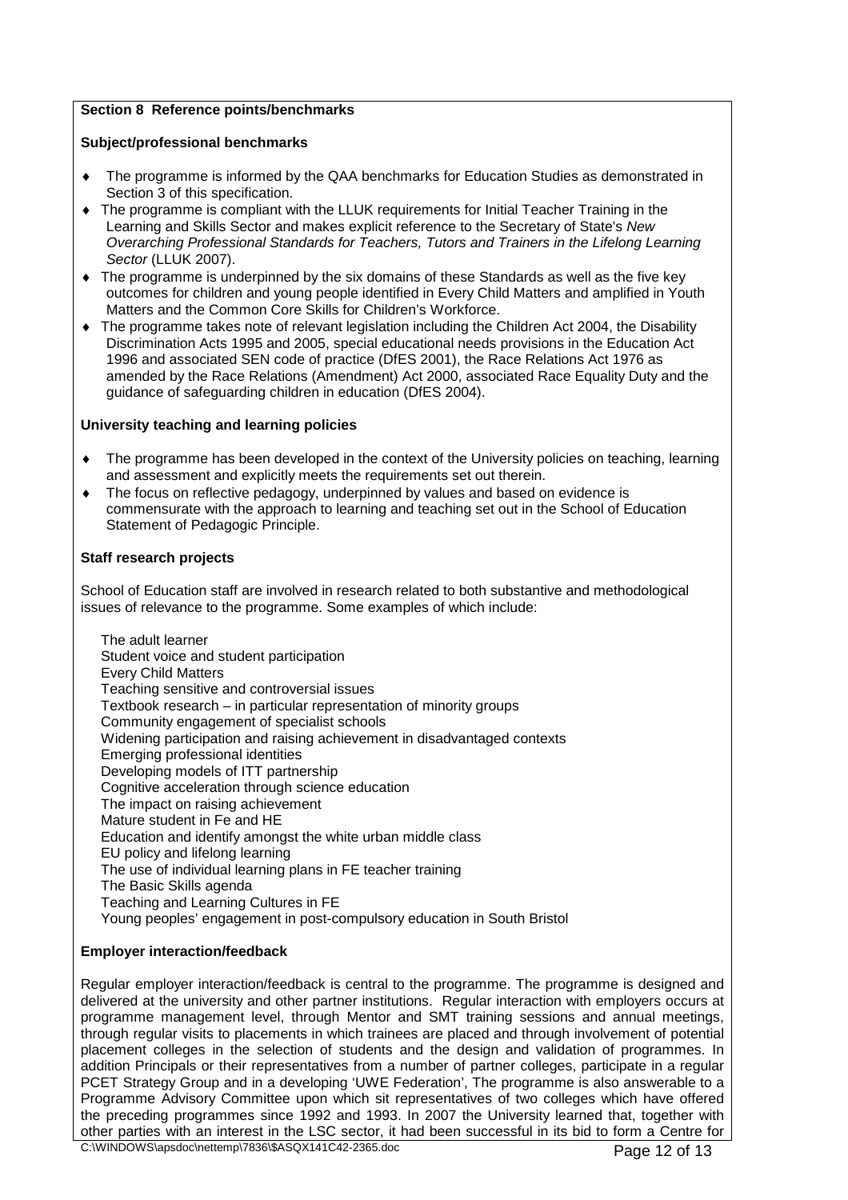**Section 8 Reference points/benchmarks**

**Subject/professional benchmarks**

- The programme is informed by the QAA benchmarks for Education Studies as demonstrated in Section 3 of this specification.
- The programme is compliant with the LLUK requirements for Initial Teacher Training in the Learning and Skills Sector and makes explicit reference to the Secretary of State's *New Overarching Professional Standards for Teachers, Tutors and Trainers in the Lifelong Learning Sector* (LLUK 2007).
- The programme is underpinned by the six domains of these Standards as well as the five key outcomes for children and young people identified in Every Child Matters and amplified in Youth Matters and the Common Core Skills for Children's Workforce.
- The programme takes note of relevant legislation including the Children Act 2004, the Disability Discrimination Acts 1995 and 2005, special educational needs provisions in the Education Act 1996 and associated SEN code of practice (DfES 2001), the Race Relations Act 1976 as amended by the Race Relations (Amendment) Act 2000, associated Race Equality Duty and the guidance of safeguarding children in education (DfES 2004).

**University teaching and learning policies**

- The programme has been developed in the context of the University policies on teaching, learning and assessment and explicitly meets the requirements set out therein.
- The focus on reflective pedagogy, underpinned by values and based on evidence is commensurate with the approach to learning and teaching set out in the School of Education Statement of Pedagogic Principle.

**Staff research projects**

School of Education staff are involved in research related to both substantive and methodological issues of relevance to the programme. Some examples of which include:

The adult learner
Student voice and student participation
Every Child Matters
Teaching sensitive and controversial issues
Textbook research – in particular representation of minority groups
Community engagement of specialist schools
Widening participation and raising achievement in disadvantaged contexts
Emerging professional identities
Developing models of ITT partnership
Cognitive acceleration through science education
The impact on raising achievement
Mature student in Fe and HE
Education and identify amongst the white urban middle class
EU policy and lifelong learning
The use of individual learning plans in FE teacher training
The Basic Skills agenda
Teaching and Learning Cultures in FE
Young peoples' engagement in post-compulsory education in South Bristol

**Employer interaction/feedback**

Regular employer interaction/feedback is central to the programme. The programme is designed and delivered at the university and other partner institutions. Regular interaction with employers occurs at programme management level, through Mentor and SMT training sessions and annual meetings, through regular visits to placements in which trainees are placed and through involvement of potential placement colleges in the selection of students and the design and validation of programmes. In addition Principals or their representatives from a number of partner colleges, participate in a regular PCET Strategy Group and in a developing 'UWE Federation', The programme is also answerable to a Programme Advisory Committee upon which sit representatives of two colleges which have offered the preceding programmes since 1992 and 1993. In 2007 the University learned that, together with other parties with an interest in the LSC sector, it had been successful in its bid to form a Centre for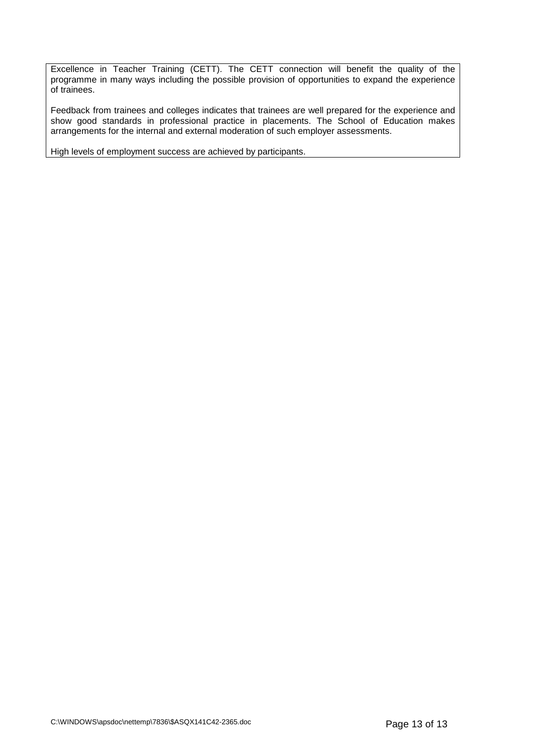Excellence in Teacher Training (CETT). The CETT connection will benefit the quality of the programme in many ways including the possible provision of opportunities to expand the experience of trainees.

Feedback from trainees and colleges indicates that trainees are well prepared for the experience and show good standards in professional practice in placements. The School of Education makes arrangements for the internal and external moderation of such employer assessments.

High levels of employment success are achieved by participants.